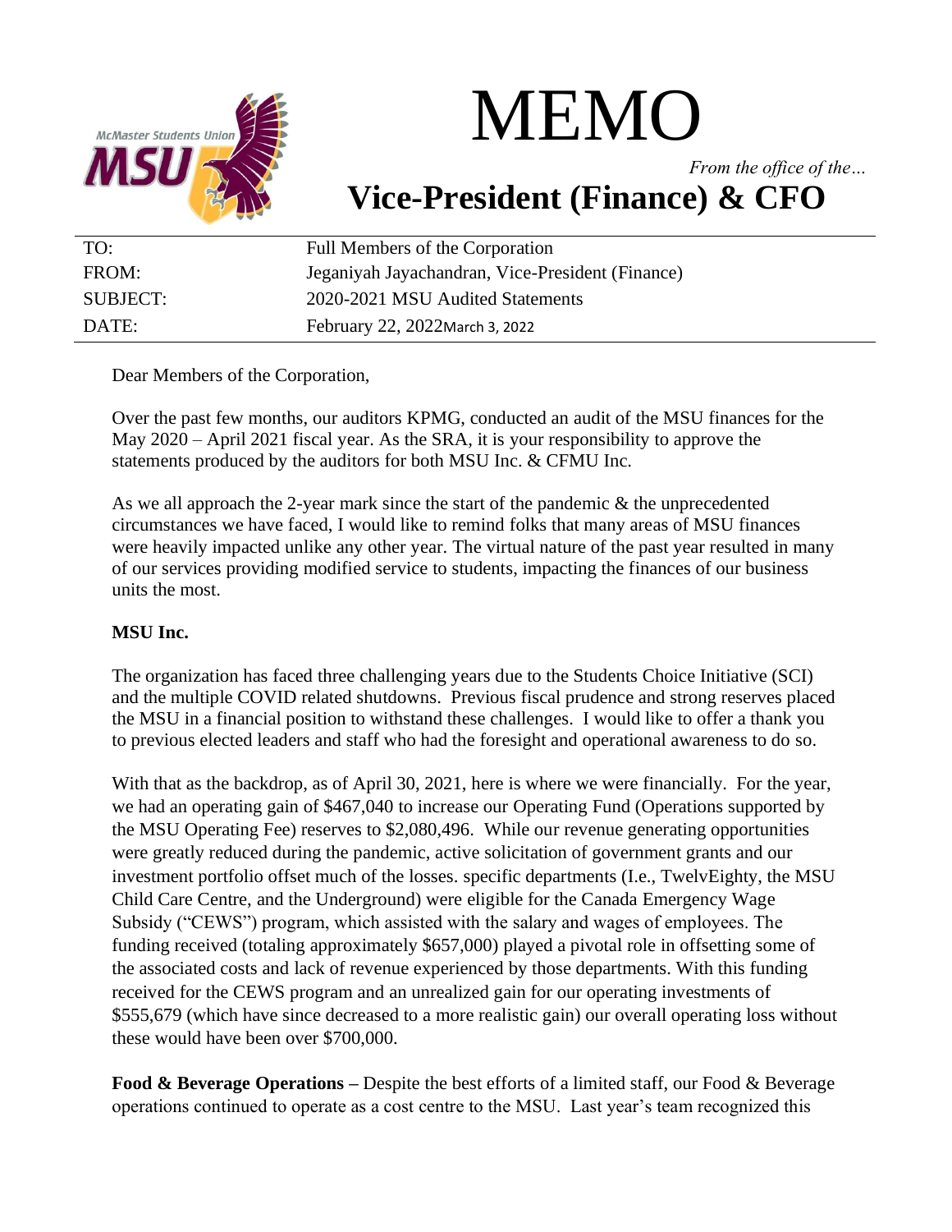# MEMO

*From the office of the…*

## Vice-President (Finance) & CFO

| | |
|---|---|
| TO: | Full Members of the Corporation |
| FROM: | Jeganiyah Jayachandran, Vice-President (Finance) |
| SUBJECT: | 2020-2021 MSU Audited Statements |
| DATE: | February 22, 2022March 3, 2022 |

Dear Members of the Corporation,

Over the past few months, our auditors KPMG, conducted an audit of the MSU finances for the May 2020 – April 2021 fiscal year. As the SRA, it is your responsibility to approve the statements produced by the auditors for both MSU Inc. & CFMU Inc.

As we all approach the 2-year mark since the start of the pandemic & the unprecedented circumstances we have faced, I would like to remind folks that many areas of MSU finances were heavily impacted unlike any other year. The virtual nature of the past year resulted in many of our services providing modified service to students, impacting the finances of our business units the most.

**MSU Inc.**

The organization has faced three challenging years due to the Students Choice Initiative (SCI) and the multiple COVID related shutdowns. Previous fiscal prudence and strong reserves placed the MSU in a financial position to withstand these challenges. I would like to offer a thank you to previous elected leaders and staff who had the foresight and operational awareness to do so.

With that as the backdrop, as of April 30, 2021, here is where we were financially. For the year, we had an operating gain of $467,040 to increase our Operating Fund (Operations supported by the MSU Operating Fee) reserves to $2,080,496. While our revenue generating opportunities were greatly reduced during the pandemic, active solicitation of government grants and our investment portfolio offset much of the losses. specific departments (I.e., TwelvEighty, the MSU Child Care Centre, and the Underground) were eligible for the Canada Emergency Wage Subsidy ("CEWS") program, which assisted with the salary and wages of employees. The funding received (totaling approximately $657,000) played a pivotal role in offsetting some of the associated costs and lack of revenue experienced by those departments. With this funding received for the CEWS program and an unrealized gain for our operating investments of $555,679 (which have since decreased to a more realistic gain) our overall operating loss without these would have been over $700,000.

**Food & Beverage Operations –** Despite the best efforts of a limited staff, our Food & Beverage operations continued to operate as a cost centre to the MSU. Last year's team recognized this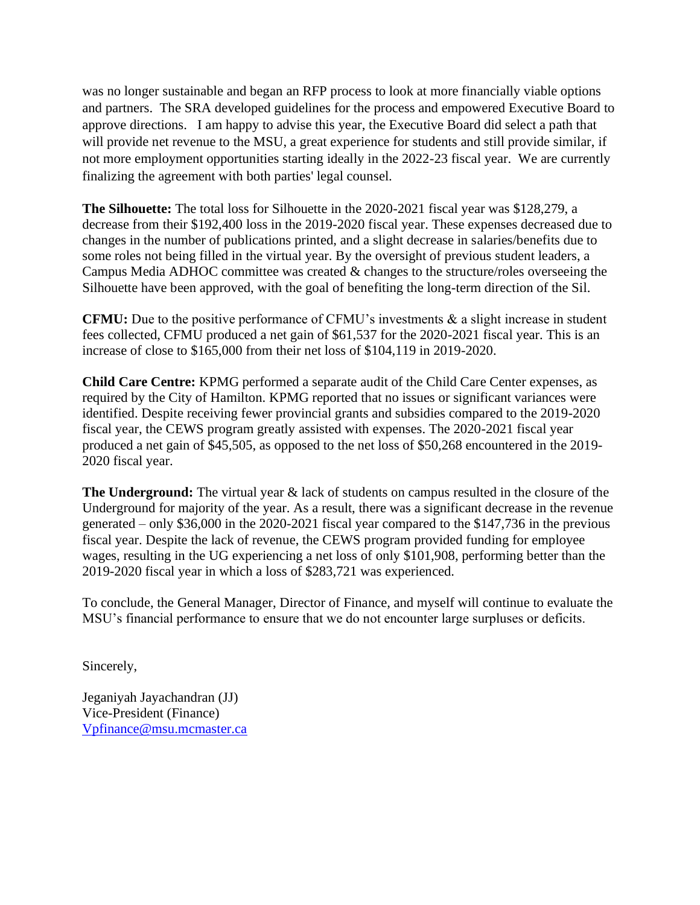was no longer sustainable and began an RFP process to look at more financially viable options and partners. The SRA developed guidelines for the process and empowered Executive Board to approve directions. I am happy to advise this year, the Executive Board did select a path that will provide net revenue to the MSU, a great experience for students and still provide similar, if not more employment opportunities starting ideally in the 2022-23 fiscal year. We are currently finalizing the agreement with both parties' legal counsel.

**The Silhouette:** The total loss for Silhouette in the 2020-2021 fiscal year was $128,279, a decrease from their $192,400 loss in the 2019-2020 fiscal year. These expenses decreased due to changes in the number of publications printed, and a slight decrease in salaries/benefits due to some roles not being filled in the virtual year. By the oversight of previous student leaders, a Campus Media ADHOC committee was created & changes to the structure/roles overseeing the Silhouette have been approved, with the goal of benefiting the long-term direction of the Sil.

**CFMU:** Due to the positive performance of CFMU's investments & a slight increase in student fees collected, CFMU produced a net gain of $61,537 for the 2020-2021 fiscal year. This is an increase of close to $165,000 from their net loss of $104,119 in 2019-2020.

**Child Care Centre:** KPMG performed a separate audit of the Child Care Center expenses, as required by the City of Hamilton. KPMG reported that no issues or significant variances were identified. Despite receiving fewer provincial grants and subsidies compared to the 2019-2020 fiscal year, the CEWS program greatly assisted with expenses. The 2020-2021 fiscal year produced a net gain of $45,505, as opposed to the net loss of $50,268 encountered in the 2019-2020 fiscal year.

**The Underground:** The virtual year & lack of students on campus resulted in the closure of the Underground for majority of the year. As a result, there was a significant decrease in the revenue generated – only $36,000 in the 2020-2021 fiscal year compared to the $147,736 in the previous fiscal year. Despite the lack of revenue, the CEWS program provided funding for employee wages, resulting in the UG experiencing a net loss of only $101,908, performing better than the 2019-2020 fiscal year in which a loss of $283,721 was experienced.

To conclude, the General Manager, Director of Finance, and myself will continue to evaluate the MSU's financial performance to ensure that we do not encounter large surpluses or deficits.

Sincerely,

Jeganiyah Jayachandran (JJ)
Vice-President (Finance)
[Vpfinance@msu.mcmaster.ca](mailto:Vpfinance@msu.mcmaster.ca)